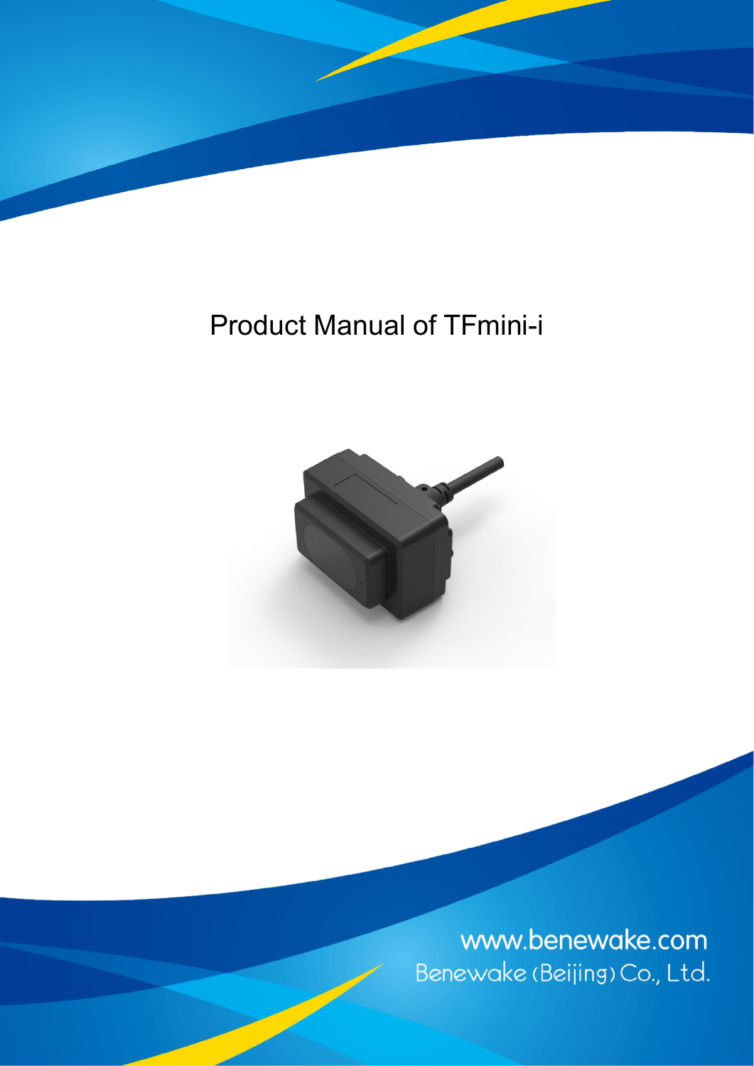# Product Manual of TFmini-i

www.benewake.com

Benewake (Beijing) Co., Ltd.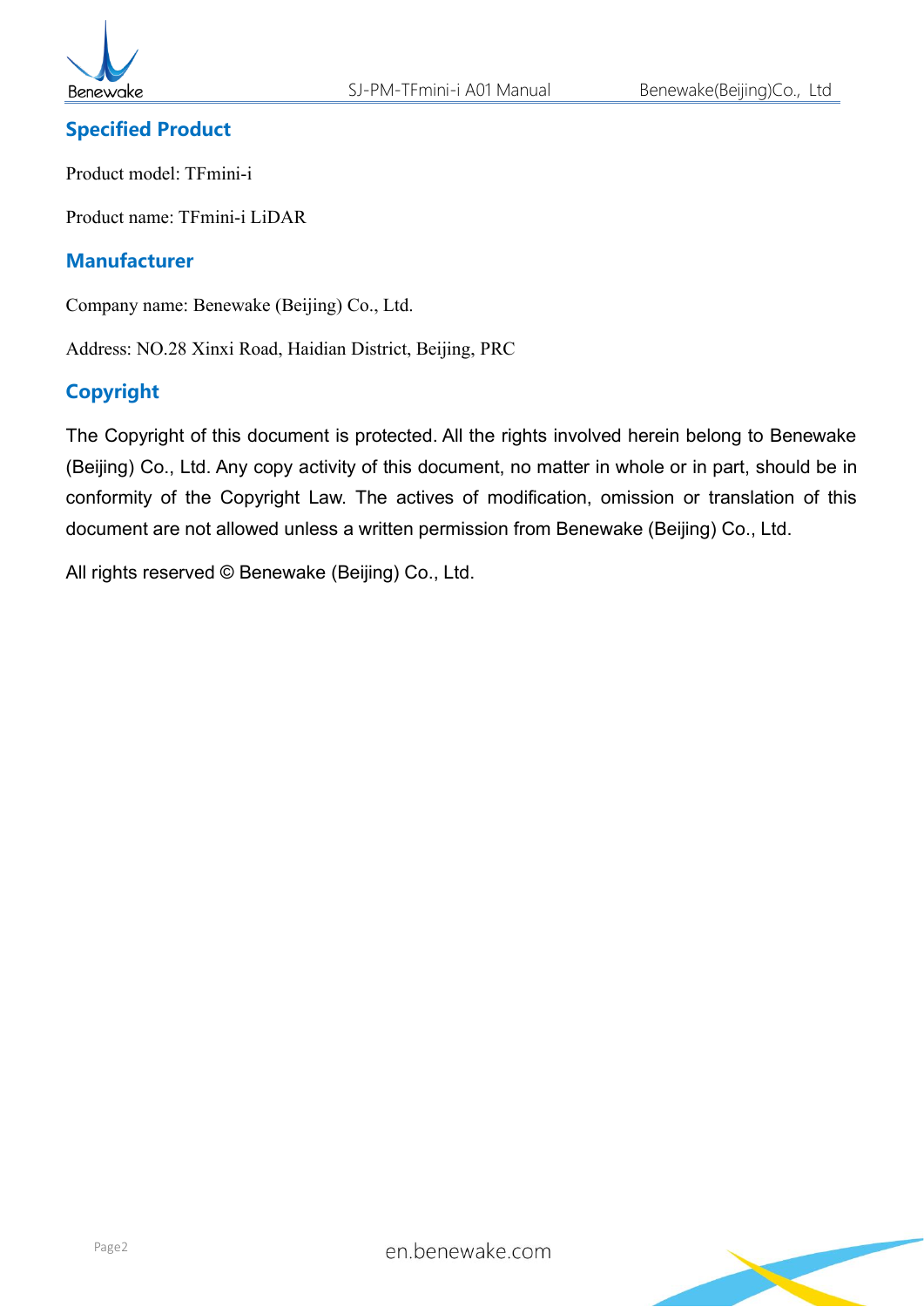## Specified Product

Product model: TFmini-i

Product name: TFmini-i LiDAR

## Manufacturer

Company name: Benewake (Beijing) Co., Ltd.

Address: NO.28 Xinxi Road, Haidian District, Beijing, PRC

## Copyright

The Copyright of this document is protected. All the rights involved herein belong to Benewake (Beijing) Co., Ltd. Any copy activity of this document, no matter in whole or in part, should be in conformity of the Copyright Law. The actives of modification, omission or translation of this document are not allowed unless a written permission from Benewake (Beijing) Co., Ltd.

All rights reserved © Benewake (Beijing) Co., Ltd.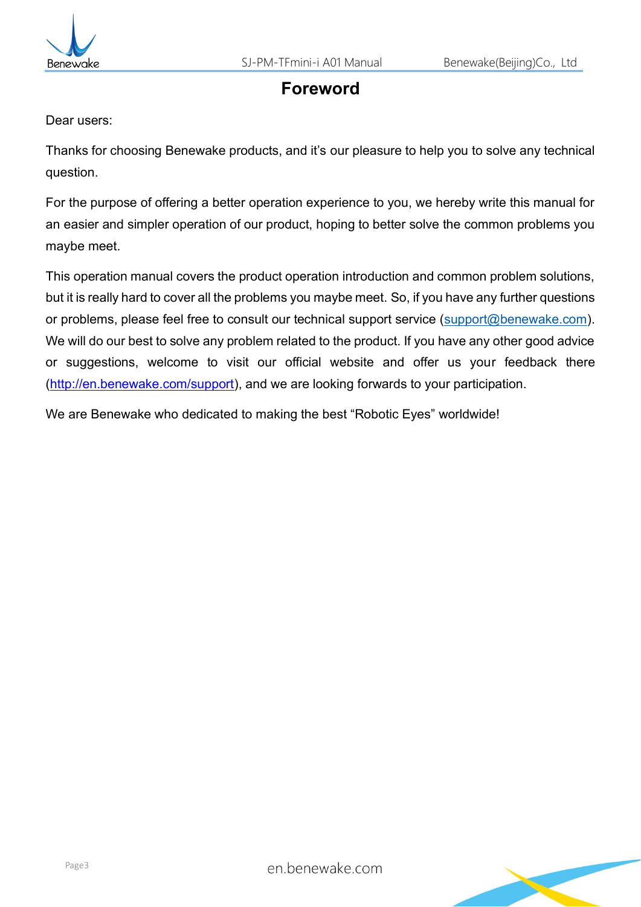# Foreword

Dear users:

Thanks for choosing Benewake products, and it's our pleasure to help you to solve any technical question.

For the purpose of offering a better operation experience to you, we hereby write this manual for an easier and simpler operation of our product, hoping to better solve the common problems you maybe meet.

This operation manual covers the product operation introduction and common problem solutions, but it is really hard to cover all the problems you maybe meet. So, if you have any further questions or problems, please feel free to consult our technical support service (support@benewake.com). We will do our best to solve any problem related to the product. If you have any other good advice or suggestions, welcome to visit our official website and offer us your feedback there (http://en.benewake.com/support), and we are looking forwards to your participation.

We are Benewake who dedicated to making the best "Robotic Eyes" worldwide!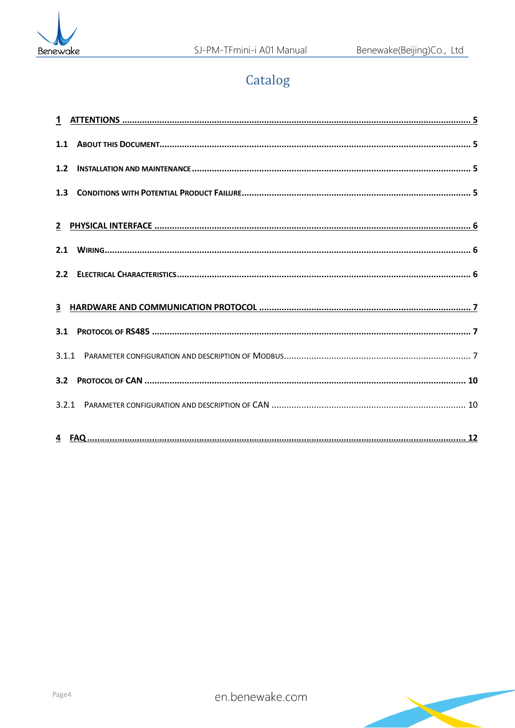# Catalog

**1 ATTENTIONS .......... 5**

**1.1 ABOUT THIS DOCUMENT .......... 5**

**1.2 INSTALLATION AND MAINTENANCE .......... 5**

**1.3 CONDITIONS WITH POTENTIAL PRODUCT FAILURE .......... 5**

**2 PHYSICAL INTERFACE .......... 6**

**2.1 WIRING .......... 6**

**2.2 ELECTRICAL CHARACTERISTICS .......... 6**

**3 HARDWARE AND COMMUNICATION PROTOCOL .......... 7**

**3.1 PROTOCOL OF RS485 .......... 7**

3.1.1 PARAMETER CONFIGURATION AND DESCRIPTION OF MODBUS .......... 7

**3.2 PROTOCOL OF CAN .......... 10**

3.2.1 PARAMETER CONFIGURATION AND DESCRIPTION OF CAN .......... 10

**4 FAQ .......... 12**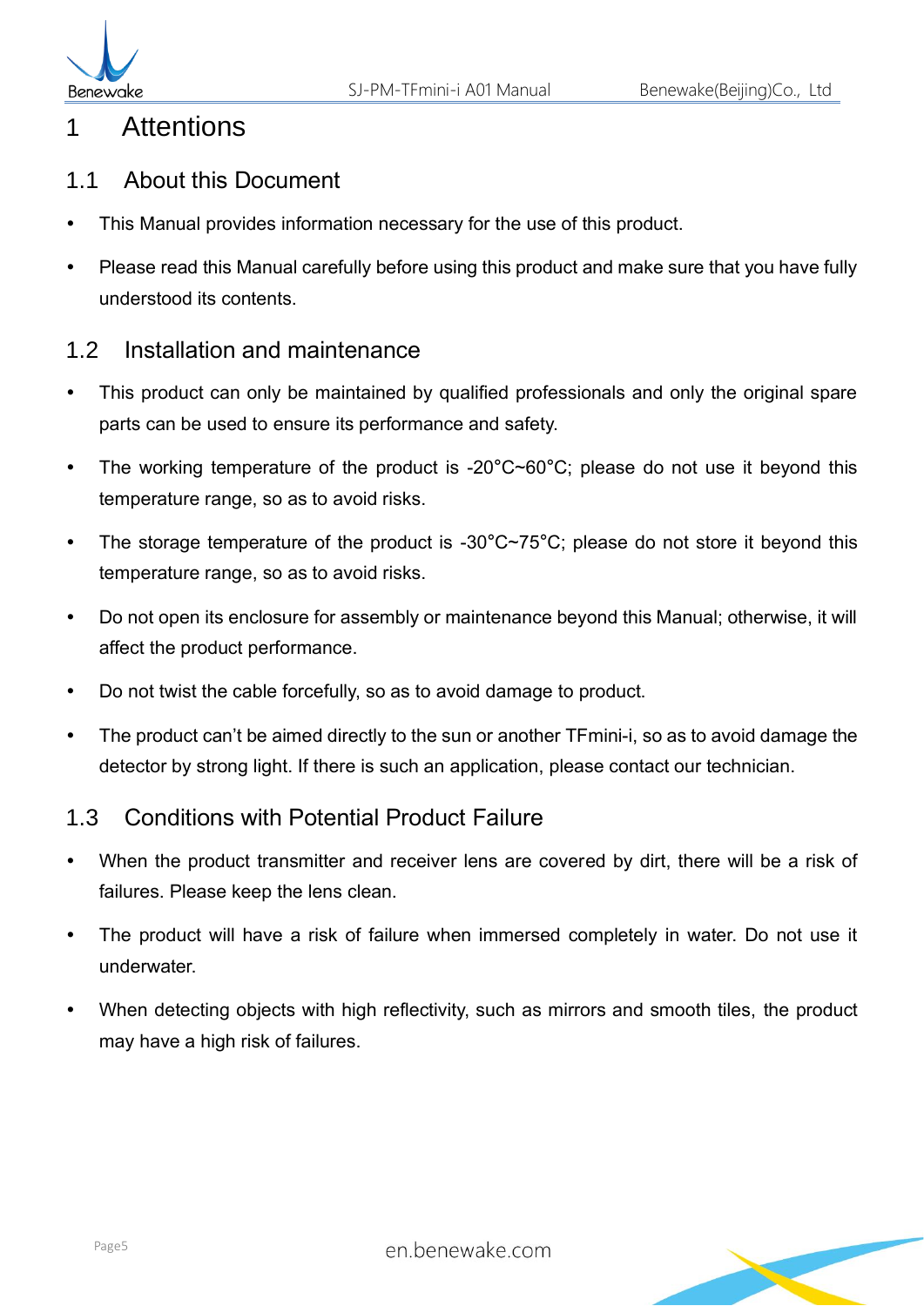# 1 Attentions

## 1.1 About this Document

- This Manual provides information necessary for the use of this product.
- Please read this Manual carefully before using this product and make sure that you have fully understood its contents.

## 1.2 Installation and maintenance

- This product can only be maintained by qualified professionals and only the original spare parts can be used to ensure its performance and safety.
- The working temperature of the product is -20°C~60°C; please do not use it beyond this temperature range, so as to avoid risks.
- The storage temperature of the product is -30°C~75°C; please do not store it beyond this temperature range, so as to avoid risks.
- Do not open its enclosure for assembly or maintenance beyond this Manual; otherwise, it will affect the product performance.
- Do not twist the cable forcefully, so as to avoid damage to product.
- The product can't be aimed directly to the sun or another TFmini-i, so as to avoid damage the detector by strong light. If there is such an application, please contact our technician.

## 1.3 Conditions with Potential Product Failure

- When the product transmitter and receiver lens are covered by dirt, there will be a risk of failures. Please keep the lens clean.
- The product will have a risk of failure when immersed completely in water. Do not use it underwater.
- When detecting objects with high reflectivity, such as mirrors and smooth tiles, the product may have a high risk of failures.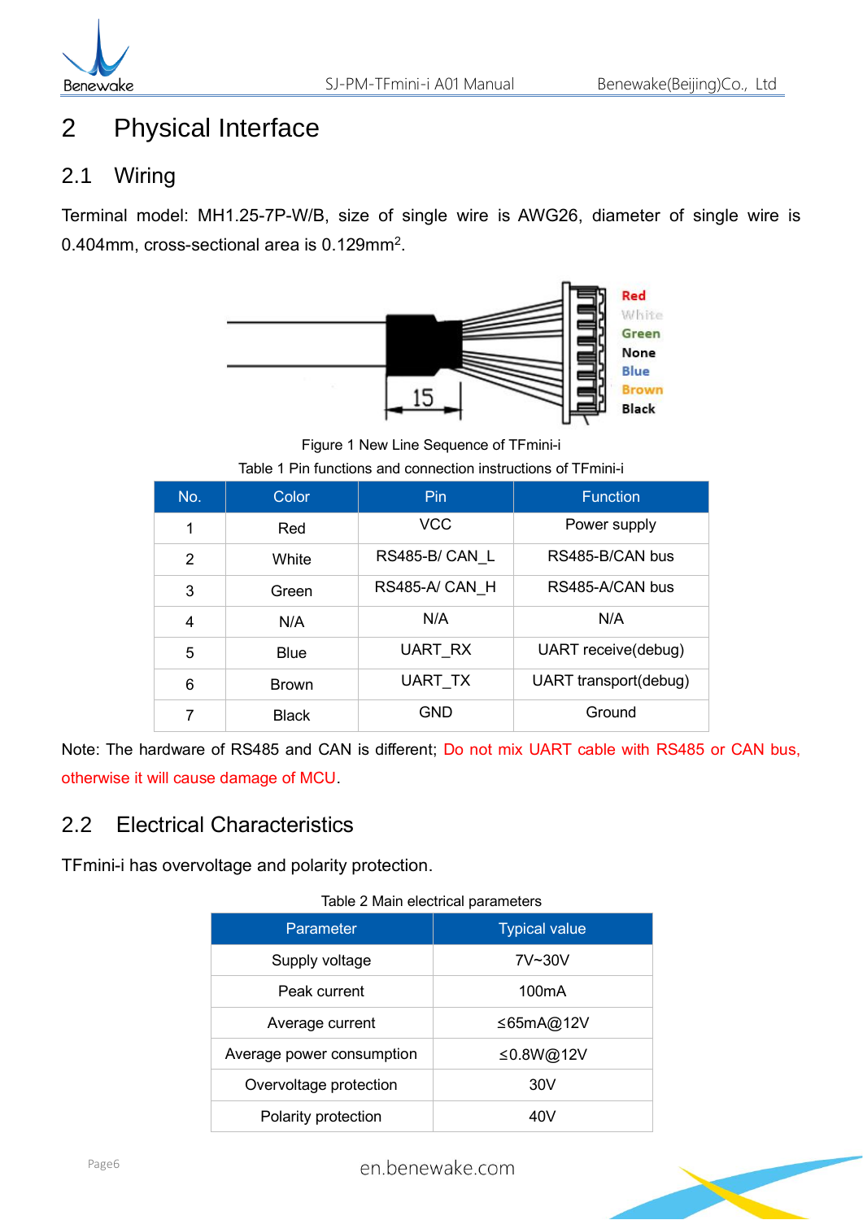# 2 Physical Interface

## 2.1 Wiring

Terminal model: MH1.25-7P-W/B, size of single wire is AWG26, diameter of single wire is 0.404mm, cross-sectional area is 0.129mm$^2$.

Figure 1 New Line Sequence of TFmini-i

Table 1 Pin functions and connection instructions of TFmini-i

| No. | Color | Pin | Function |
|---|---|---|---|
| 1 | Red | VCC | Power supply |
| 2 | White | RS485-B/ CAN_L | RS485-B/CAN bus |
| 3 | Green | RS485-A/ CAN_H | RS485-A/CAN bus |
| 4 | N/A | N/A | N/A |
| 5 | Blue | UART_RX | UART receive(debug) |
| 6 | Brown | UART_TX | UART transport(debug) |
| 7 | Black | GND | Ground |

Note: The hardware of RS485 and CAN is different; Do not mix UART cable with RS485 or CAN bus, otherwise it will cause damage of MCU.

## 2.2 Electrical Characteristics

TFmini-i has overvoltage and polarity protection.

Table 2 Main electrical parameters

| Parameter | Typical value |
|---|---|
| Supply voltage | 7V~30V |
| Peak current | 100mA |
| Average current | ≤65mA@12V |
| Average power consumption | ≤0.8W@12V |
| Overvoltage protection | 30V |
| Polarity protection | 40V |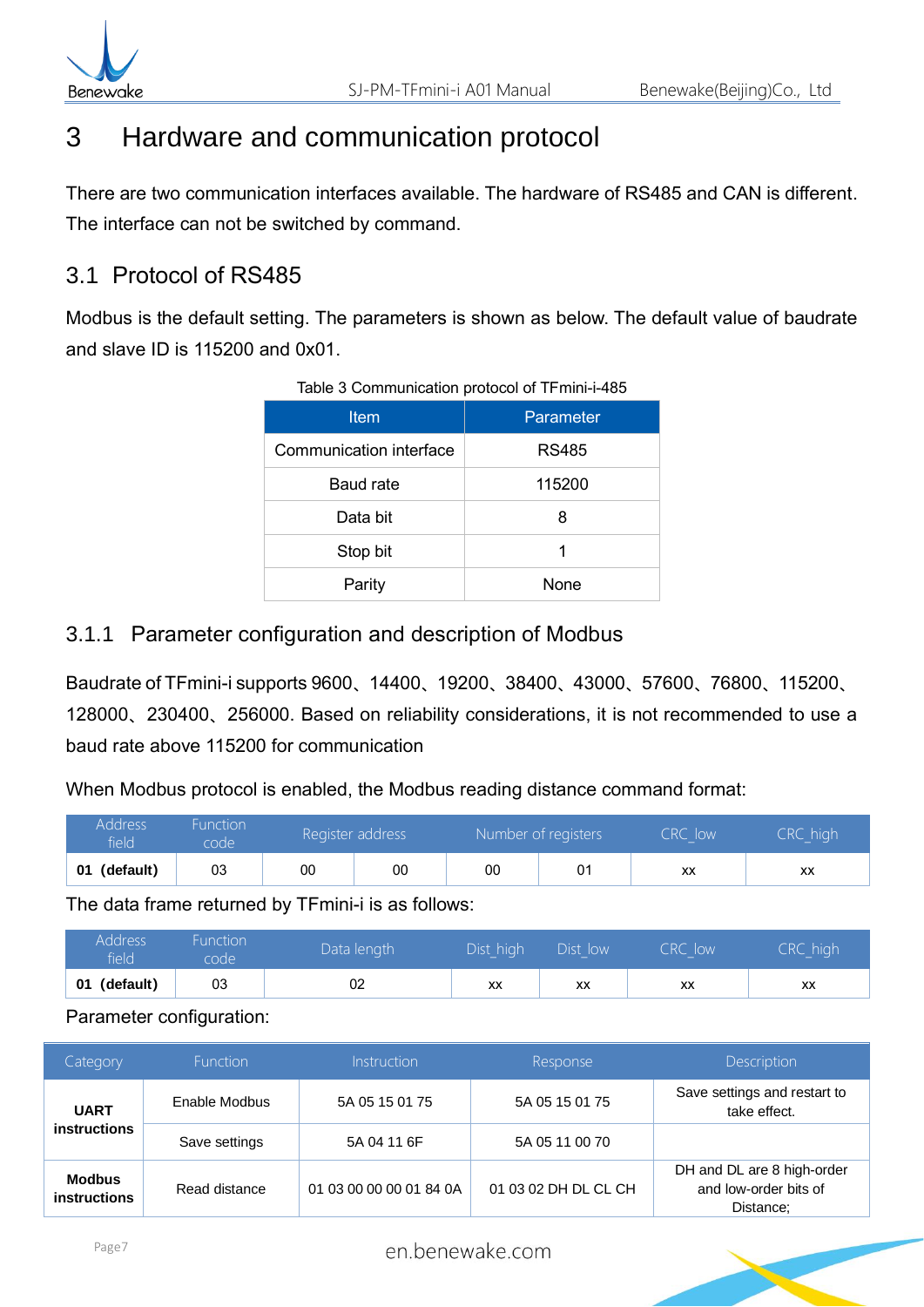# 3 Hardware and communication protocol

There are two communication interfaces available. The hardware of RS485 and CAN is different. The interface can not be switched by command.

## 3.1 Protocol of RS485

Modbus is the default setting. The parameters is shown as below. The default value of baudrate and slave ID is 115200 and 0x01.

Table 3 Communication protocol of TFmini-i-485

| Item | Parameter |
|---|---|
| Communication interface | RS485 |
| Baud rate | 115200 |
| Data bit | 8 |
| Stop bit | 1 |
| Parity | None |

### 3.1.1 Parameter configuration and description of Modbus

Baudrate of TFmini-i supports 9600、14400、19200、38400、43000、57600、76800、115200、128000、230400、256000. Based on reliability considerations, it is not recommended to use a baud rate above 115200 for communication

When Modbus protocol is enabled, the Modbus reading distance command format:

| Address field | Function code | Register address | | Number of registers | | CRC_low | CRC_high |
|---|---|---|---|---|---|---|---|
| **01 (default)** | 03 | 00 | 00 | 00 | 01 | xx | xx |

The data frame returned by TFmini-i is as follows:

| Address field | Function code | Data length | Dist_high | Dist_low | CRC_low | CRC_high |
|---|---|---|---|---|---|---|
| **01 (default)** | 03 | 02 | xx | xx | xx | xx |

Parameter configuration:

| Category | Function | Instruction | Response | Description |
|---|---|---|---|---|
| **UART instructions** | Enable Modbus | 5A 05 15 01 75 | 5A 05 15 01 75 | Save settings and restart to take effect. |
| | Save settings | 5A 04 11 6F | 5A 05 11 00 70 | |
| **Modbus instructions** | Read distance | 01 03 00 00 00 01 84 0A | 01 03 02 DH DL CL CH | DH and DL are 8 high-order and low-order bits of Distance; |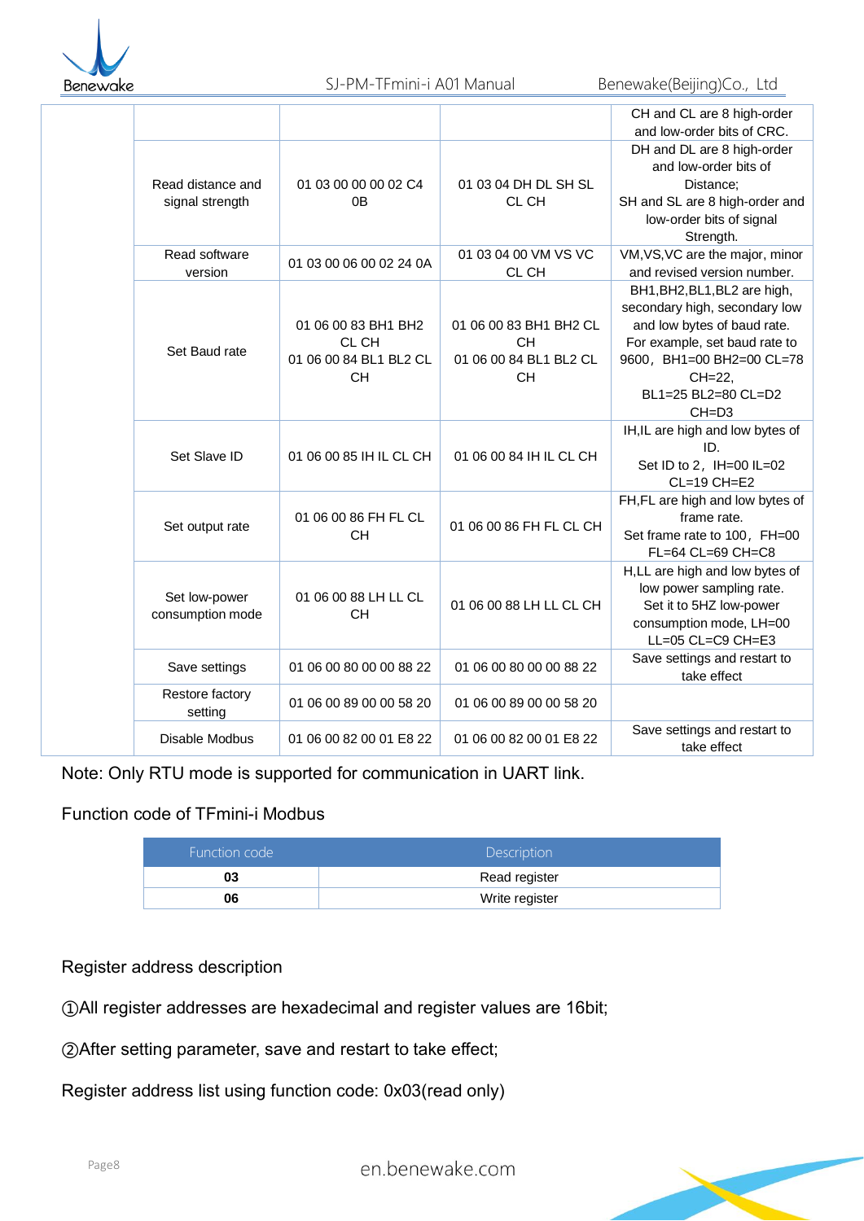| | | | |
|---|---|---|---|
| | | | CH and CL are 8 high-order and low-order bits of CRC. |
| Read distance and signal strength | 01 03 00 00 00 02 C4 0B | 01 03 04 DH DL SH SL CL CH | DH and DL are 8 high-order and low-order bits of Distance; SH and SL are 8 high-order and low-order bits of signal Strength. |
| Read software version | 01 03 00 06 00 02 24 0A | 01 03 04 00 VM VS VC CL CH | VM,VS,VC are the major, minor and revised version number. |
| Set Baud rate | 01 06 00 83 BH1 BH2 CL CH<br>01 06 00 84 BL1 BL2 CL CH | 01 06 00 83 BH1 BH2 CL CH<br>01 06 00 84 BL1 BL2 CL CH | BH1,BH2,BL1,BL2 are high, secondary high, secondary low and low bytes of baud rate. For example, set baud rate to 9600，BH1=00 BH2=00 CL=78 CH=22, BL1=25 BL2=80 CL=D2 CH=D3 |
| Set Slave ID | 01 06 00 85 IH IL CL CH | 01 06 00 84 IH IL CL CH | IH,IL are high and low bytes of ID. Set ID to 2，IH=00 IL=02 CL=19 CH=E2 |
| Set output rate | 01 06 00 86 FH FL CL CH | 01 06 00 86 FH FL CL CH | FH,FL are high and low bytes of frame rate. Set frame rate to 100，FH=00 FL=64 CL=69 CH=C8 |
| Set low-power consumption mode | 01 06 00 88 LH LL CL CH | 01 06 00 88 LH LL CL CH | H,LL are high and low bytes of low power sampling rate. Set it to 5HZ low-power consumption mode, LH=00 LL=05 CL=C9 CH=E3 |
| Save settings | 01 06 00 80 00 00 88 22 | 01 06 00 80 00 00 88 22 | Save settings and restart to take effect |
| Restore factory setting | 01 06 00 89 00 00 58 20 | 01 06 00 89 00 00 58 20 | |
| Disable Modbus | 01 06 00 82 00 01 E8 22 | 01 06 00 82 00 01 E8 22 | Save settings and restart to take effect |

Note: Only RTU mode is supported for communication in UART link.

Function code of TFmini-i Modbus

| Function code | Description |
|---|---|
| **03** | Read register |
| **06** | Write register |

Register address description

①All register addresses are hexadecimal and register values are 16bit;

②After setting parameter, save and restart to take effect;

Register address list using function code: 0x03(read only)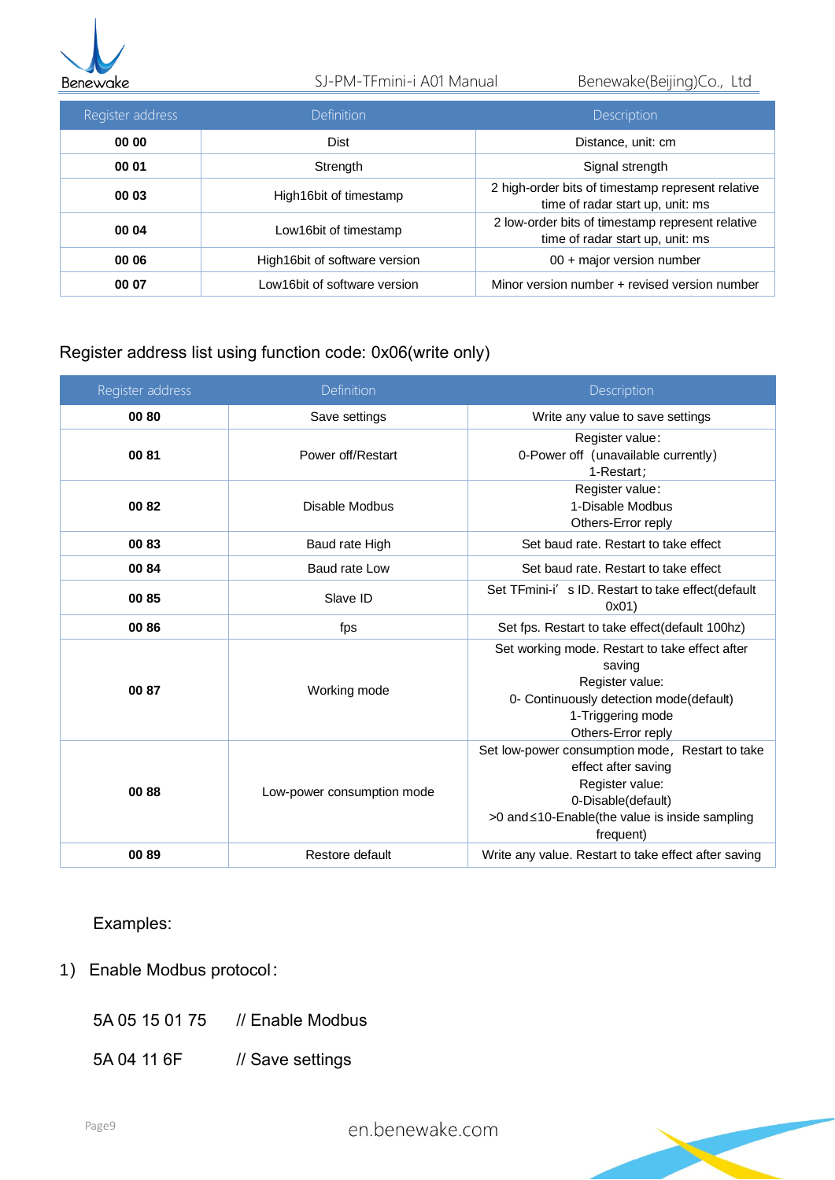| Register address | Definition | Description |
|---|---|---|
| **00 00** | Dist | Distance, unit: cm |
| **00 01** | Strength | Signal strength |
| **00 03** | High16bit of timestamp | 2 high-order bits of timestamp represent relative time of radar start up, unit: ms |
| **00 04** | Low16bit of timestamp | 2 low-order bits of timestamp represent relative time of radar start up, unit: ms |
| **00 06** | High16bit of software version | 00 + major version number |
| **00 07** | Low16bit of software version | Minor version number + revised version number |

Register address list using function code: 0x06(write only)

| Register address | Definition | Description |
|---|---|---|
| **00 80** | Save settings | Write any value to save settings |
| **00 81** | Power off/Restart | Register value:<br>0-Power off（unavailable currently)<br>1-Restart; |
| **00 82** | Disable Modbus | Register value:<br>1-Disable Modbus<br>Others-Error reply |
| **00 83** | Baud rate High | Set baud rate. Restart to take effect |
| **00 84** | Baud rate Low | Set baud rate. Restart to take effect |
| **00 85** | Slave ID | Set TFmini-i' s ID. Restart to take effect(default 0x01) |
| **00 86** | fps | Set fps. Restart to take effect(default 100hz) |
| **00 87** | Working mode | Set working mode. Restart to take effect after saving<br>Register value:<br>0- Continuously detection mode(default)<br>1-Triggering mode<br>Others-Error reply |
| **00 88** | Low-power consumption mode | Set low-power consumption mode，Restart to take effect after saving<br>Register value:<br>0-Disable(default)<br>>0 and≤10-Enable(the value is inside sampling frequent) |
| **00 89** | Restore default | Write any value. Restart to take effect after saving |

Examples:

1) Enable Modbus protocol:

5A 05 15 01 75 // Enable Modbus

5A 04 11 6F // Save settings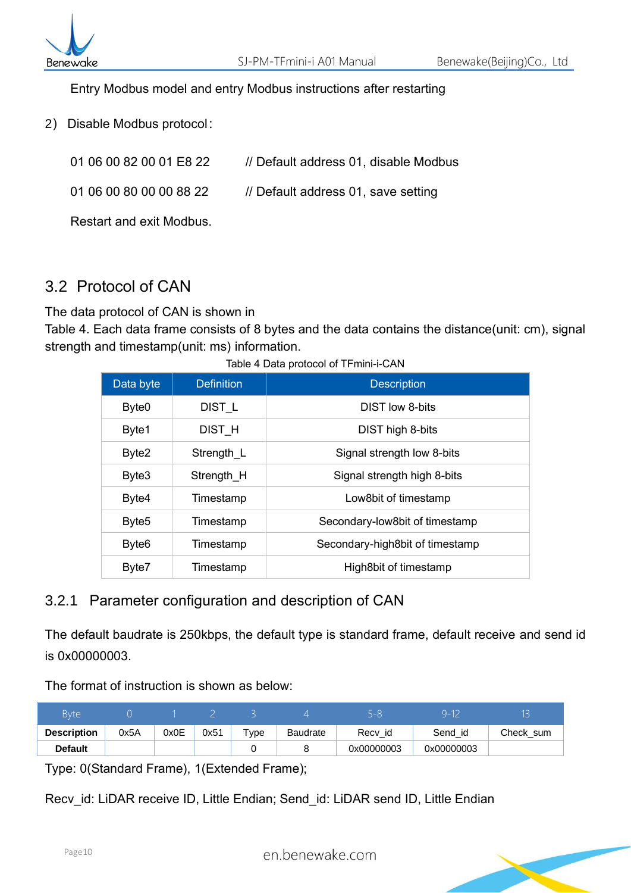Entry Modbus model and entry Modbus instructions after restarting

2) Disable Modbus protocol：

01 06 00 82 00 01 E8 22　　// Default address 01, disable Modbus

01 06 00 80 00 00 88 22　　// Default address 01, save setting

Restart and exit Modbus.

## 3.2 Protocol of CAN

The data protocol of CAN is shown in
Table 4. Each data frame consists of 8 bytes and the data contains the distance(unit: cm), signal strength and timestamp(unit: ms) information.

Table 4 Data protocol of TFmini-i-CAN

| Data byte | Definition | Description |
|---|---|---|
| Byte0 | DIST_L | DIST low 8-bits |
| Byte1 | DIST_H | DIST high 8-bits |
| Byte2 | Strength_L | Signal strength low 8-bits |
| Byte3 | Strength_H | Signal strength high 8-bits |
| Byte4 | Timestamp | Low8bit of timestamp |
| Byte5 | Timestamp | Secondary-low8bit of timestamp |
| Byte6 | Timestamp | Secondary-high8bit of timestamp |
| Byte7 | Timestamp | High8bit of timestamp |

### 3.2.1 Parameter configuration and description of CAN

The default baudrate is 250kbps, the default type is standard frame, default receive and send id is 0x00000003.

The format of instruction is shown as below:

| Byte | 0 | 1 | 2 | 3 | 4 | 5-8 | 9-12 | 13 |
|---|---|---|---|---|---|---|---|---|
| **Description** | 0x5A | 0x0E | 0x51 | Type | Baudrate | Recv_id | Send_id | Check_sum |
| **Default** | | | | 0 | 8 | 0x00000003 | 0x00000003 | |

Type: 0(Standard Frame), 1(Extended Frame);

Recv_id: LiDAR receive ID, Little Endian; Send_id: LiDAR send ID, Little Endian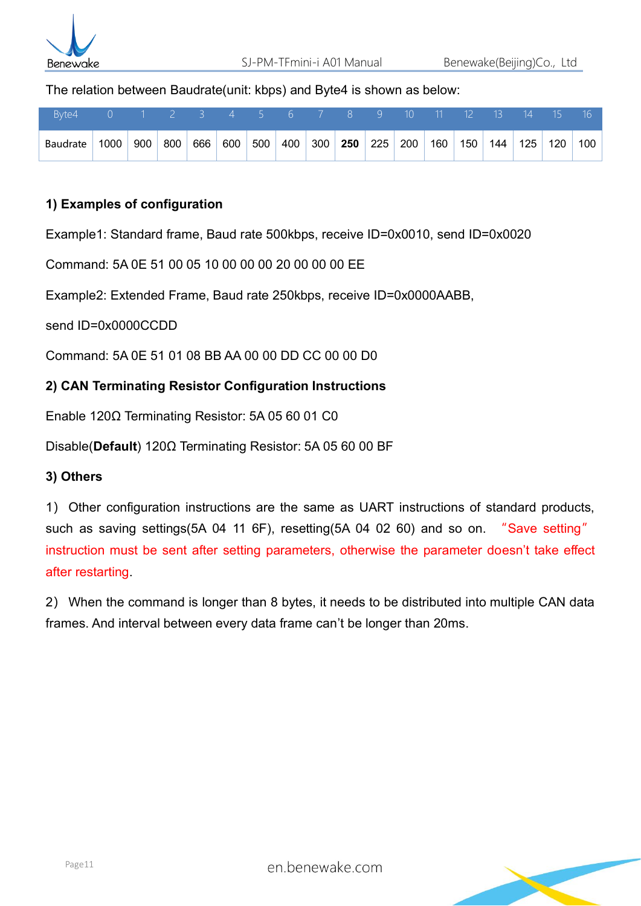The relation between Baudrate(unit: kbps) and Byte4 is shown as below:

| Byte4 | 0 | 1 | 2 | 3 | 4 | 5 | 6 | 7 | 8 | 9 | 10 | 11 | 12 | 13 | 14 | 15 | 16 |
|---|---|---|---|---|---|---|---|---|---|---|---|---|---|---|---|---|---|
| Baudrate | 1000 | 900 | 800 | 666 | 600 | 500 | 400 | 300 | **250** | 225 | 200 | 160 | 150 | 144 | 125 | 120 | 100 |

**1) Examples of configuration**

Example1: Standard frame, Baud rate 500kbps, receive ID=0x0010, send ID=0x0020

Command: 5A 0E 51 00 05 10 00 00 00 20 00 00 00 EE

Example2: Extended Frame, Baud rate 250kbps, receive ID=0x0000AABB,

send ID=0x0000CCDD

Command: 5A 0E 51 01 08 BB AA 00 00 DD CC 00 00 D0

**2) CAN Terminating Resistor Configuration Instructions**

Enable 120Ω Terminating Resistor: 5A 05 60 01 C0

Disable(**Default**) 120Ω Terminating Resistor: 5A 05 60 00 BF

**3) Others**

1) Other configuration instructions are the same as UART instructions of standard products, such as saving settings(5A 04 11 6F), resetting(5A 04 02 60) and so on. "Save setting" instruction must be sent after setting parameters, otherwise the parameter doesn't take effect after restarting.

2) When the command is longer than 8 bytes, it needs to be distributed into multiple CAN data frames. And interval between every data frame can't be longer than 20ms.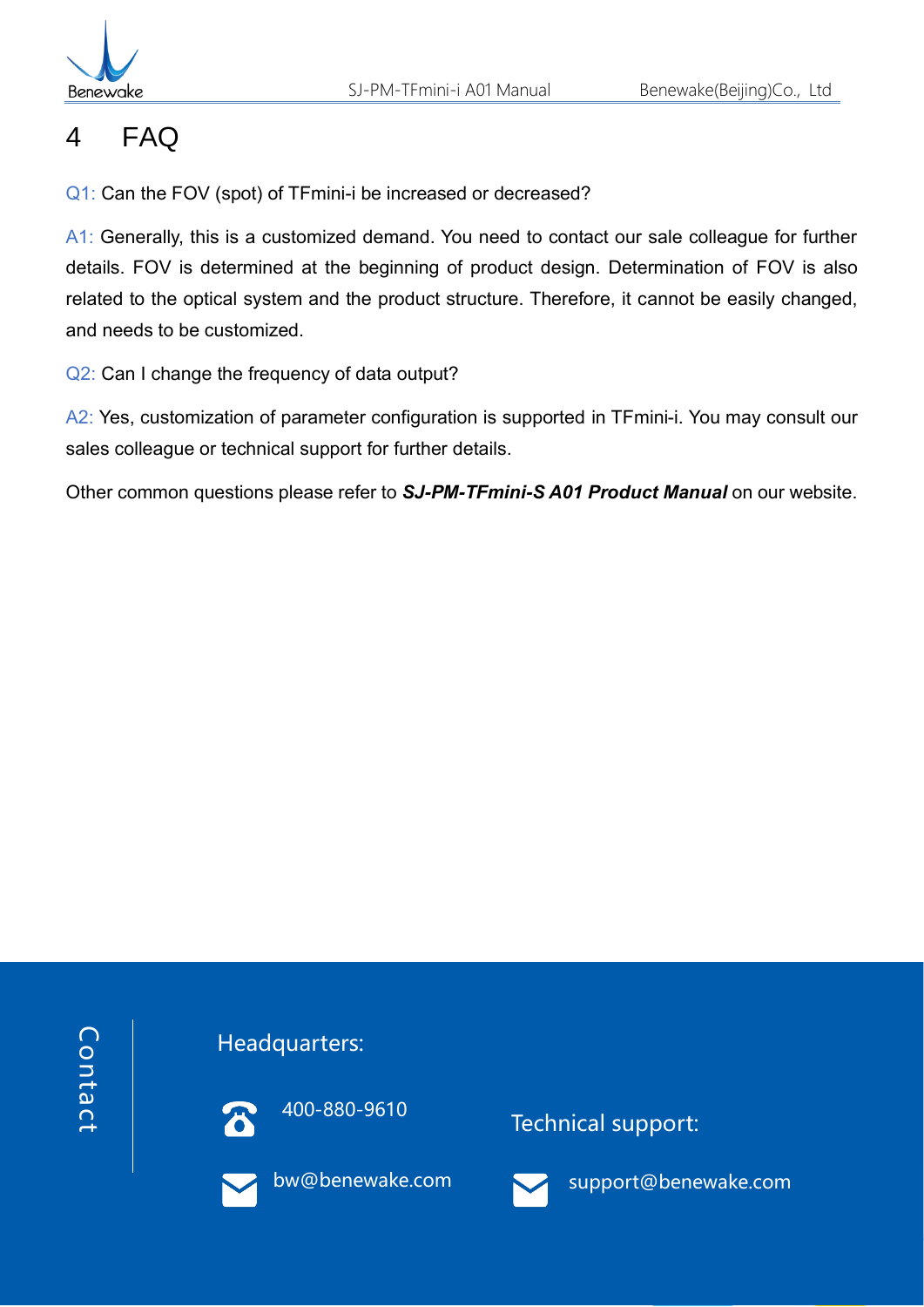# 4 FAQ

Q1: Can the FOV (spot) of TFmini-i be increased or decreased?

A1: Generally, this is a customized demand. You need to contact our sale colleague for further details. FOV is determined at the beginning of product design. Determination of FOV is also related to the optical system and the product structure. Therefore, it cannot be easily changed, and needs to be customized.

Q2: Can I change the frequency of data output?

A2: Yes, customization of parameter configuration is supported in TFmini-i. You may consult our sales colleague or technical support for further details.

Other common questions please refer to ***SJ-PM-TFmini-S A01 Product Manual*** on our website.

Contact

Headquarters:

400-880-9610

bw@benewake.com

Technical support:

support@benewake.com